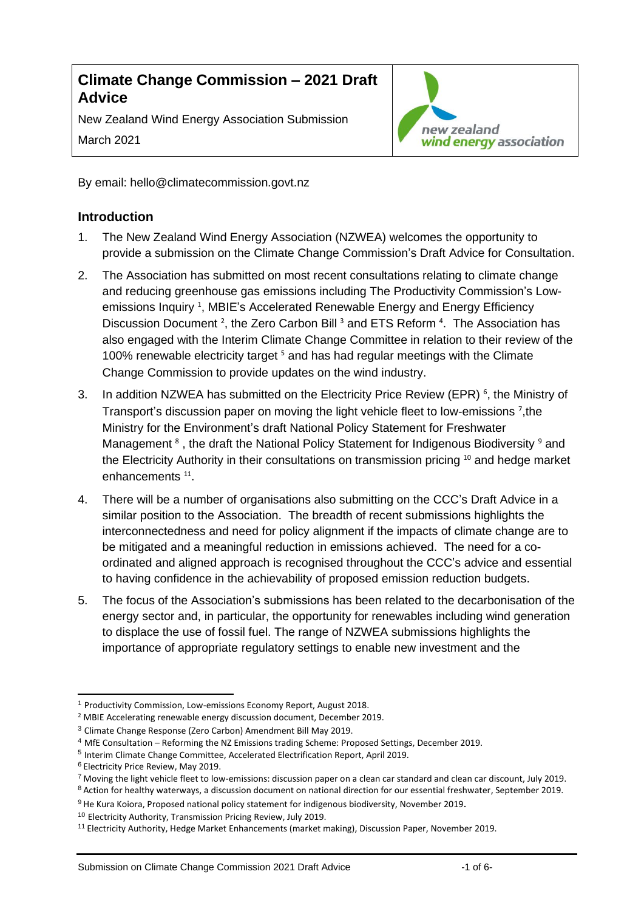# Climate Change Commission – 2021 Draft Advice

New Zealand Wind Energy Association Submission

March 2021

By email: hello@climatecommission.govt.nz

## Introduction

1. The New Zealand Wind Energy Association (NZWEA) welcomes the opportunity to provide a submission on the Climate Change Commission's Draft Advice for Consultation.

2. The Association has submitted on most recent consultations relating to climate change and reducing greenhouse gas emissions including The Productivity Commission's Low-emissions Inquiry [1], MBIE's Accelerated Renewable Energy and Energy Efficiency Discussion Document [2], the Zero Carbon Bill [3] and ETS Reform [4]. The Association has also engaged with the Interim Climate Change Committee in relation to their review of the 100% renewable electricity target [5] and has had regular meetings with the Climate Change Commission to provide updates on the wind industry.

3. In addition NZWEA has submitted on the Electricity Price Review (EPR) [6], the Ministry of Transport's discussion paper on moving the light vehicle fleet to low-emissions [7],the Ministry for the Environment's draft National Policy Statement for Freshwater Management [8] , the draft the National Policy Statement for Indigenous Biodiversity [9] and the Electricity Authority in their consultations on transmission pricing [10] and hedge market enhancements [11].

4. There will be a number of organisations also submitting on the CCC's Draft Advice in a similar position to the Association. The breadth of recent submissions highlights the interconnectedness and need for policy alignment if the impacts of climate change are to be mitigated and a meaningful reduction in emissions achieved. The need for a co-ordinated and aligned approach is recognised throughout the CCC's advice and essential to having confidence in the achievability of proposed emission reduction budgets.

5. The focus of the Association's submissions has been related to the decarbonisation of the energy sector and, in particular, the opportunity for renewables including wind generation to displace the use of fossil fuel. The range of NZWEA submissions highlights the importance of appropriate regulatory settings to enable new investment and the

---

[1] Productivity Commission, Low-emissions Economy Report, August 2018.

[2] MBIE Accelerating renewable energy discussion document, December 2019.

[3] Climate Change Response (Zero Carbon) Amendment Bill May 2019.

[4] MfE Consultation – Reforming the NZ Emissions trading Scheme: Proposed Settings, December 2019.

[5] Interim Climate Change Committee, Accelerated Electrification Report, April 2019.

[6] Electricity Price Review, May 2019.

[7] Moving the light vehicle fleet to low-emissions: discussion paper on a clean car standard and clean car discount, July 2019.

[8] Action for healthy waterways, a discussion document on national direction for our essential freshwater, September 2019.

[9] He Kura Koiora, Proposed national policy statement for indigenous biodiversity, November 2019.

[10] Electricity Authority, Transmission Pricing Review, July 2019.

[11] Electricity Authority, Hedge Market Enhancements (market making), Discussion Paper, November 2019.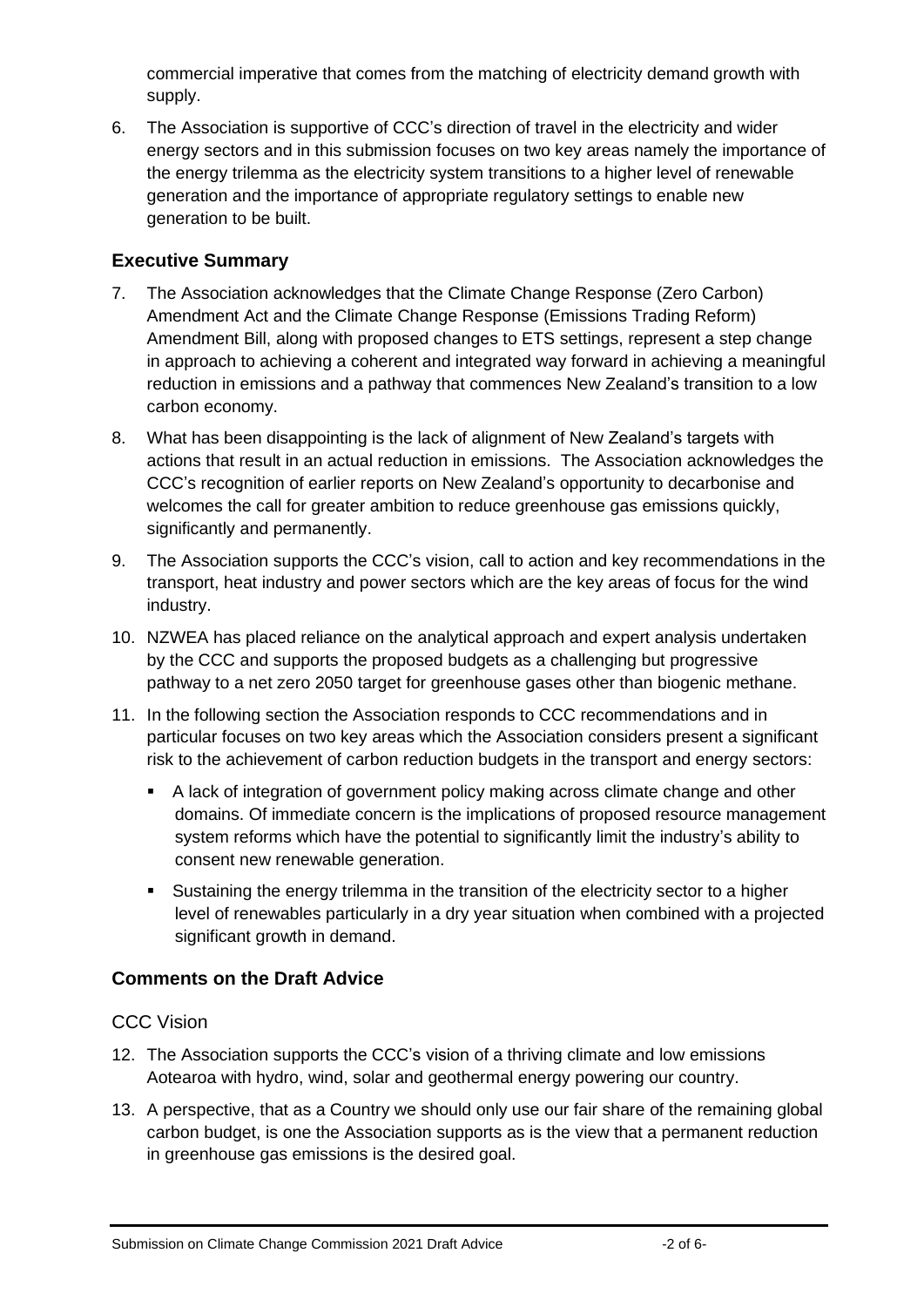commercial imperative that comes from the matching of electricity demand growth with supply.

6. The Association is supportive of CCC's direction of travel in the electricity and wider energy sectors and in this submission focuses on two key areas namely the importance of the energy trilemma as the electricity system transitions to a higher level of renewable generation and the importance of appropriate regulatory settings to enable new generation to be built.

## Executive Summary

7. The Association acknowledges that the Climate Change Response (Zero Carbon) Amendment Act and the Climate Change Response (Emissions Trading Reform) Amendment Bill, along with proposed changes to ETS settings, represent a step change in approach to achieving a coherent and integrated way forward in achieving a meaningful reduction in emissions and a pathway that commences New Zealand's transition to a low carbon economy.

8. What has been disappointing is the lack of alignment of New Zealand's targets with actions that result in an actual reduction in emissions. The Association acknowledges the CCC's recognition of earlier reports on New Zealand's opportunity to decarbonise and welcomes the call for greater ambition to reduce greenhouse gas emissions quickly, significantly and permanently.

9. The Association supports the CCC's vision, call to action and key recommendations in the transport, heat industry and power sectors which are the key areas of focus for the wind industry.

10. NZWEA has placed reliance on the analytical approach and expert analysis undertaken by the CCC and supports the proposed budgets as a challenging but progressive pathway to a net zero 2050 target for greenhouse gases other than biogenic methane.

11. In the following section the Association responds to CCC recommendations and in particular focuses on two key areas which the Association considers present a significant risk to the achievement of carbon reduction budgets in the transport and energy sectors:

    - A lack of integration of government policy making across climate change and other domains. Of immediate concern is the implications of proposed resource management system reforms which have the potential to significantly limit the industry's ability to consent new renewable generation.
    - Sustaining the energy trilemma in the transition of the electricity sector to a higher level of renewables particularly in a dry year situation when combined with a projected significant growth in demand.

## Comments on the Draft Advice

### CCC Vision

12. The Association supports the CCC's vision of a thriving climate and low emissions Aotearoa with hydro, wind, solar and geothermal energy powering our country.

13. A perspective, that as a Country we should only use our fair share of the remaining global carbon budget, is one the Association supports as is the view that a permanent reduction in greenhouse gas emissions is the desired goal.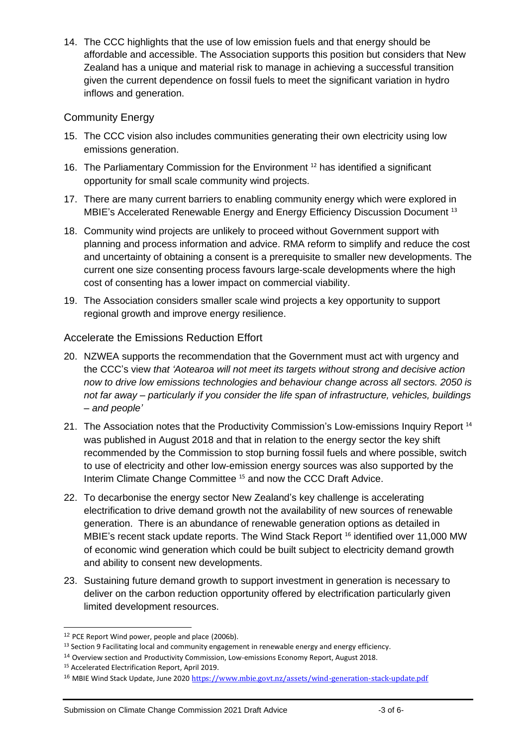14. The CCC highlights that the use of low emission fuels and that energy should be affordable and accessible. The Association supports this position but considers that New Zealand has a unique and material risk to manage in achieving a successful transition given the current dependence on fossil fuels to meet the significant variation in hydro inflows and generation.

## Community Energy

15. The CCC vision also includes communities generating their own electricity using low emissions generation.
16. The Parliamentary Commission for the Environment [12] has identified a significant opportunity for small scale community wind projects.
17. There are many current barriers to enabling community energy which were explored in MBIE's Accelerated Renewable Energy and Energy Efficiency Discussion Document [13]
18. Community wind projects are unlikely to proceed without Government support with planning and process information and advice. RMA reform to simplify and reduce the cost and uncertainty of obtaining a consent is a prerequisite to smaller new developments. The current one size consenting process favours large-scale developments where the high cost of consenting has a lower impact on commercial viability.
19. The Association considers smaller scale wind projects a key opportunity to support regional growth and improve energy resilience.

## Accelerate the Emissions Reduction Effort

20. NZWEA supports the recommendation that the Government must act with urgency and the CCC's view *that 'Aotearoa will not meet its targets without strong and decisive action now to drive low emissions technologies and behaviour change across all sectors. 2050 is not far away – particularly if you consider the life span of infrastructure, vehicles, buildings – and people'*
21. The Association notes that the Productivity Commission's Low-emissions Inquiry Report [14] was published in August 2018 and that in relation to the energy sector the key shift recommended by the Commission to stop burning fossil fuels and where possible, switch to use of electricity and other low-emission energy sources was also supported by the Interim Climate Change Committee [15] and now the CCC Draft Advice.
22. To decarbonise the energy sector New Zealand's key challenge is accelerating electrification to drive demand growth not the availability of new sources of renewable generation. There is an abundance of renewable generation options as detailed in MBIE's recent stack update reports. The Wind Stack Report [16] identified over 11,000 MW of economic wind generation which could be built subject to electricity demand growth and ability to consent new developments.
23. Sustaining future demand growth to support investment in generation is necessary to deliver on the carbon reduction opportunity offered by electrification particularly given limited development resources.

---

[12] PCE Report Wind power, people and place (2006b).

[13] Section 9 Facilitating local and community engagement in renewable energy and energy efficiency.

[14] Overview section and Productivity Commission, Low-emissions Economy Report, August 2018.

[15] Accelerated Electrification Report, April 2019.

[16] MBIE Wind Stack Update, June 2020 https://www.mbie.govt.nz/assets/wind-generation-stack-update.pdf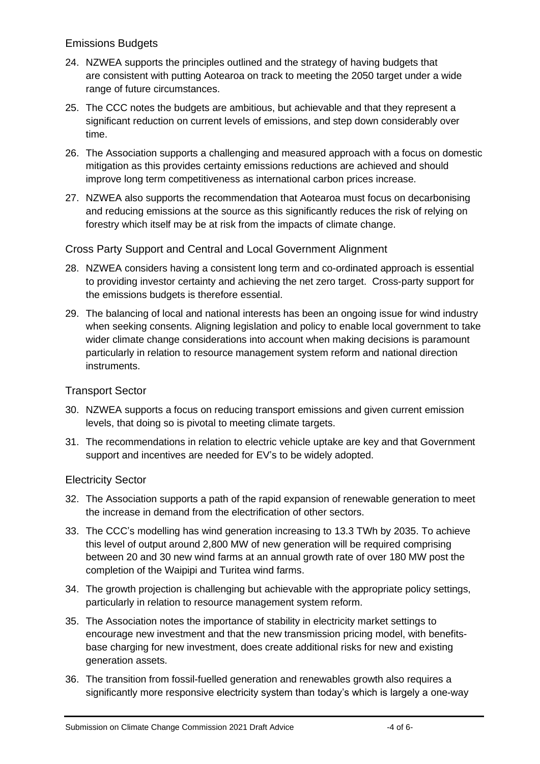## Emissions Budgets

24. NZWEA supports the principles outlined and the strategy of having budgets that are consistent with putting Aotearoa on track to meeting the 2050 target under a wide range of future circumstances.
25. The CCC notes the budgets are ambitious, but achievable and that they represent a significant reduction on current levels of emissions, and step down considerably over time.
26. The Association supports a challenging and measured approach with a focus on domestic mitigation as this provides certainty emissions reductions are achieved and should improve long term competitiveness as international carbon prices increase.
27. NZWEA also supports the recommendation that Aotearoa must focus on decarbonising and reducing emissions at the source as this significantly reduces the risk of relying on forestry which itself may be at risk from the impacts of climate change.

## Cross Party Support and Central and Local Government Alignment

28. NZWEA considers having a consistent long term and co-ordinated approach is essential to providing investor certainty and achieving the net zero target. Cross-party support for the emissions budgets is therefore essential.
29. The balancing of local and national interests has been an ongoing issue for wind industry when seeking consents. Aligning legislation and policy to enable local government to take wider climate change considerations into account when making decisions is paramount particularly in relation to resource management system reform and national direction instruments.

## Transport Sector

30. NZWEA supports a focus on reducing transport emissions and given current emission levels, that doing so is pivotal to meeting climate targets.
31. The recommendations in relation to electric vehicle uptake are key and that Government support and incentives are needed for EV's to be widely adopted.

## Electricity Sector

32. The Association supports a path of the rapid expansion of renewable generation to meet the increase in demand from the electrification of other sectors.
33. The CCC's modelling has wind generation increasing to 13.3 TWh by 2035. To achieve this level of output around 2,800 MW of new generation will be required comprising between 20 and 30 new wind farms at an annual growth rate of over 180 MW post the completion of the Waipipi and Turitea wind farms.
34. The growth projection is challenging but achievable with the appropriate policy settings, particularly in relation to resource management system reform.
35. The Association notes the importance of stability in electricity market settings to encourage new investment and that the new transmission pricing model, with benefits-base charging for new investment, does create additional risks for new and existing generation assets.
36. The transition from fossil-fuelled generation and renewables growth also requires a significantly more responsive electricity system than today's which is largely a one-way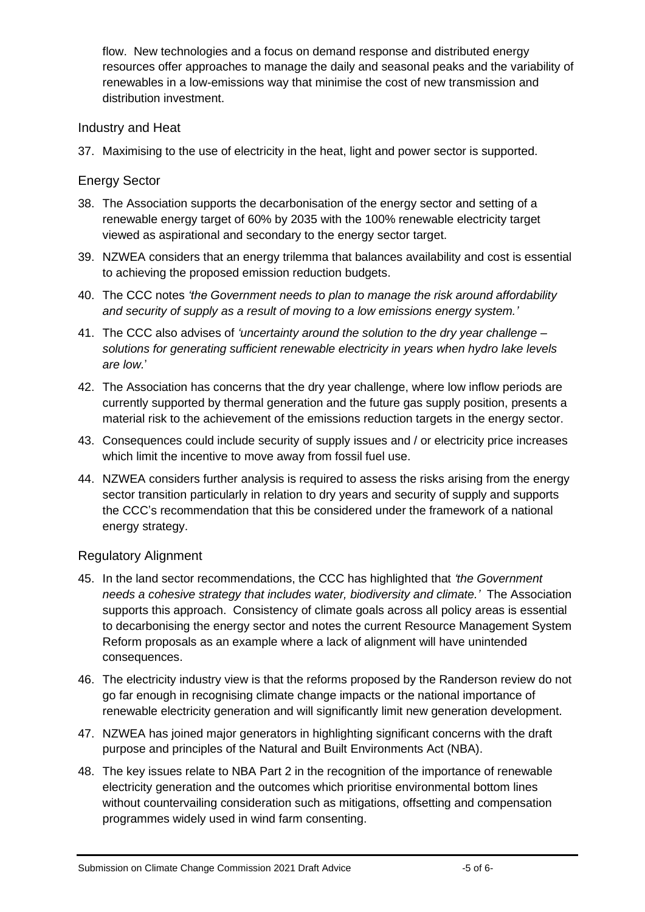flow. New technologies and a focus on demand response and distributed energy resources offer approaches to manage the daily and seasonal peaks and the variability of renewables in a low-emissions way that minimise the cost of new transmission and distribution investment.

## Industry and Heat

37. Maximising to the use of electricity in the heat, light and power sector is supported.

## Energy Sector

38. The Association supports the decarbonisation of the energy sector and setting of a renewable energy target of 60% by 2035 with the 100% renewable electricity target viewed as aspirational and secondary to the energy sector target.
39. NZWEA considers that an energy trilemma that balances availability and cost is essential to achieving the proposed emission reduction budgets.
40. The CCC notes *'the Government needs to plan to manage the risk around affordability and security of supply as a result of moving to a low emissions energy system.'*
41. The CCC also advises of *'uncertainty around the solution to the dry year challenge – solutions for generating sufficient renewable electricity in years when hydro lake levels are low.'*
42. The Association has concerns that the dry year challenge, where low inflow periods are currently supported by thermal generation and the future gas supply position, presents a material risk to the achievement of the emissions reduction targets in the energy sector.
43. Consequences could include security of supply issues and / or electricity price increases which limit the incentive to move away from fossil fuel use.
44. NZWEA considers further analysis is required to assess the risks arising from the energy sector transition particularly in relation to dry years and security of supply and supports the CCC's recommendation that this be considered under the framework of a national energy strategy.

## Regulatory Alignment

45. In the land sector recommendations, the CCC has highlighted that *'the Government needs a cohesive strategy that includes water, biodiversity and climate.'* The Association supports this approach. Consistency of climate goals across all policy areas is essential to decarbonising the energy sector and notes the current Resource Management System Reform proposals as an example where a lack of alignment will have unintended consequences.
46. The electricity industry view is that the reforms proposed by the Randerson review do not go far enough in recognising climate change impacts or the national importance of renewable electricity generation and will significantly limit new generation development.
47. NZWEA has joined major generators in highlighting significant concerns with the draft purpose and principles of the Natural and Built Environments Act (NBA).
48. The key issues relate to NBA Part 2 in the recognition of the importance of renewable electricity generation and the outcomes which prioritise environmental bottom lines without countervailing consideration such as mitigations, offsetting and compensation programmes widely used in wind farm consenting.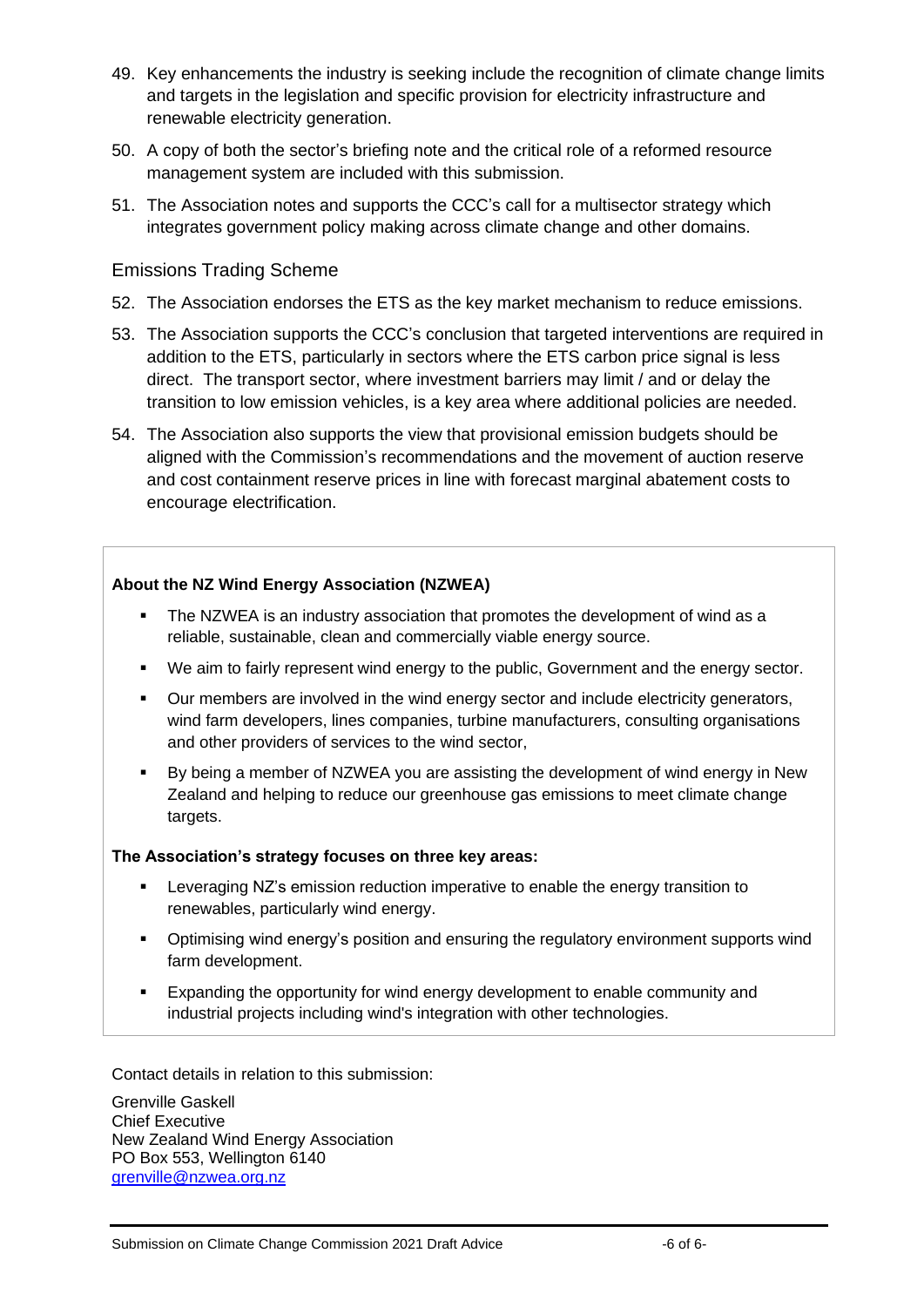49. Key enhancements the industry is seeking include the recognition of climate change limits and targets in the legislation and specific provision for electricity infrastructure and renewable electricity generation.

50. A copy of both the sector's briefing note and the critical role of a reformed resource management system are included with this submission.

51. The Association notes and supports the CCC's call for a multisector strategy which integrates government policy making across climate change and other domains.

## Emissions Trading Scheme

52. The Association endorses the ETS as the key market mechanism to reduce emissions.

53. The Association supports the CCC's conclusion that targeted interventions are required in addition to the ETS, particularly in sectors where the ETS carbon price signal is less direct. The transport sector, where investment barriers may limit / and or delay the transition to low emission vehicles, is a key area where additional policies are needed.

54. The Association also supports the view that provisional emission budgets should be aligned with the Commission's recommendations and the movement of auction reserve and cost containment reserve prices in line with forecast marginal abatement costs to encourage electrification.

**About the NZ Wind Energy Association (NZWEA)**

- The NZWEA is an industry association that promotes the development of wind as a reliable, sustainable, clean and commercially viable energy source.
- We aim to fairly represent wind energy to the public, Government and the energy sector.
- Our members are involved in the wind energy sector and include electricity generators, wind farm developers, lines companies, turbine manufacturers, consulting organisations and other providers of services to the wind sector,
- By being a member of NZWEA you are assisting the development of wind energy in New Zealand and helping to reduce our greenhouse gas emissions to meet climate change targets.

**The Association's strategy focuses on three key areas:**

- Leveraging NZ's emission reduction imperative to enable the energy transition to renewables, particularly wind energy.
- Optimising wind energy's position and ensuring the regulatory environment supports wind farm development.
- Expanding the opportunity for wind energy development to enable community and industrial projects including wind's integration with other technologies.

Contact details in relation to this submission:

Grenville Gaskell  
Chief Executive  
New Zealand Wind Energy Association  
PO Box 553, Wellington 6140  
grenville@nzwea.org.nz